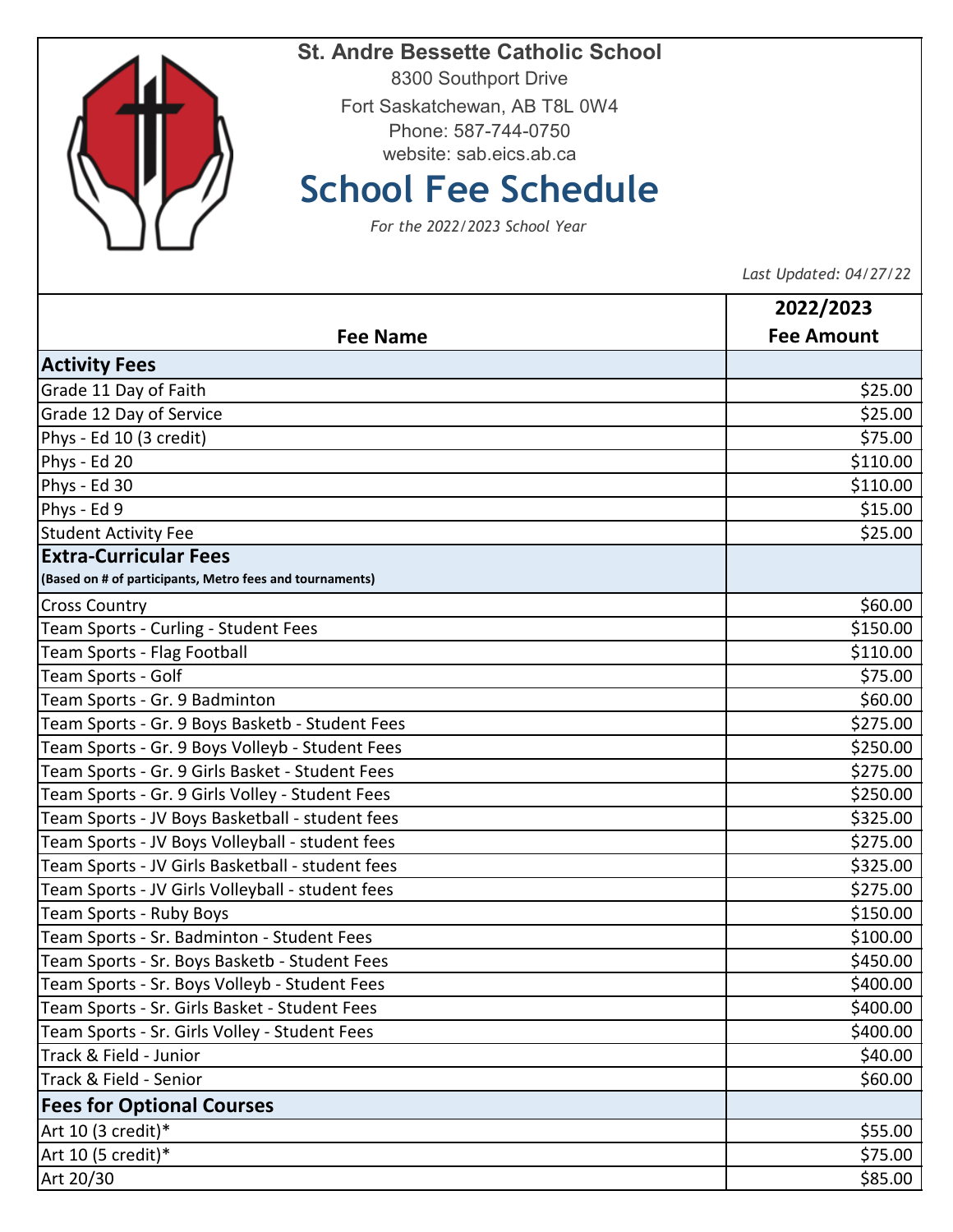# St. Andre Bessette Catholic School

8300 Southport Drive
Fort Saskatchewan, AB T8L 0W4
Phone: 587-744-0750
website: sab.eics.ab.ca

## School Fee Schedule

*For the 2022/2023 School Year*

*Last Updated: 04/27/22*

| Fee Name | 2022/2023 Fee Amount |
|---|---|
| **Activity Fees** | |
| Grade 11 Day of Faith | $25.00 |
| Grade 12 Day of Service | $25.00 |
| Phys - Ed 10 (3 credit) | $75.00 |
| Phys - Ed 20 | $110.00 |
| Phys - Ed 30 | $110.00 |
| Phys - Ed 9 | $15.00 |
| Student Activity Fee | $25.00 |
| **Extra-Curricular Fees** (Based on # of participants, Metro fees and tournaments) | |
| Cross Country | $60.00 |
| Team Sports - Curling - Student Fees | $150.00 |
| Team Sports - Flag Football | $110.00 |
| Team Sports - Golf | $75.00 |
| Team Sports - Gr. 9 Badminton | $60.00 |
| Team Sports - Gr. 9 Boys Basketb - Student Fees | $275.00 |
| Team Sports - Gr. 9 Boys Volleyb - Student Fees | $250.00 |
| Team Sports - Gr. 9 Girls Basket - Student Fees | $275.00 |
| Team Sports - Gr. 9 Girls Volley - Student Fees | $250.00 |
| Team Sports - JV Boys Basketball - student fees | $325.00 |
| Team Sports - JV Boys Volleyball - student fees | $275.00 |
| Team Sports - JV Girls Basketball - student fees | $325.00 |
| Team Sports - JV Girls Volleyball - student fees | $275.00 |
| Team Sports - Ruby Boys | $150.00 |
| Team Sports - Sr. Badminton - Student Fees | $100.00 |
| Team Sports - Sr. Boys Basketb - Student Fees | $450.00 |
| Team Sports - Sr. Boys Volleyb - Student Fees | $400.00 |
| Team Sports - Sr. Girls Basket - Student Fees | $400.00 |
| Team Sports - Sr. Girls Volley - Student Fees | $400.00 |
| Track & Field - Junior | $40.00 |
| Track & Field - Senior | $60.00 |
| **Fees for Optional Courses** | |
| Art 10 (3 credit)* | $55.00 |
| Art 10 (5 credit)* | $75.00 |
| Art 20/30 | $85.00 |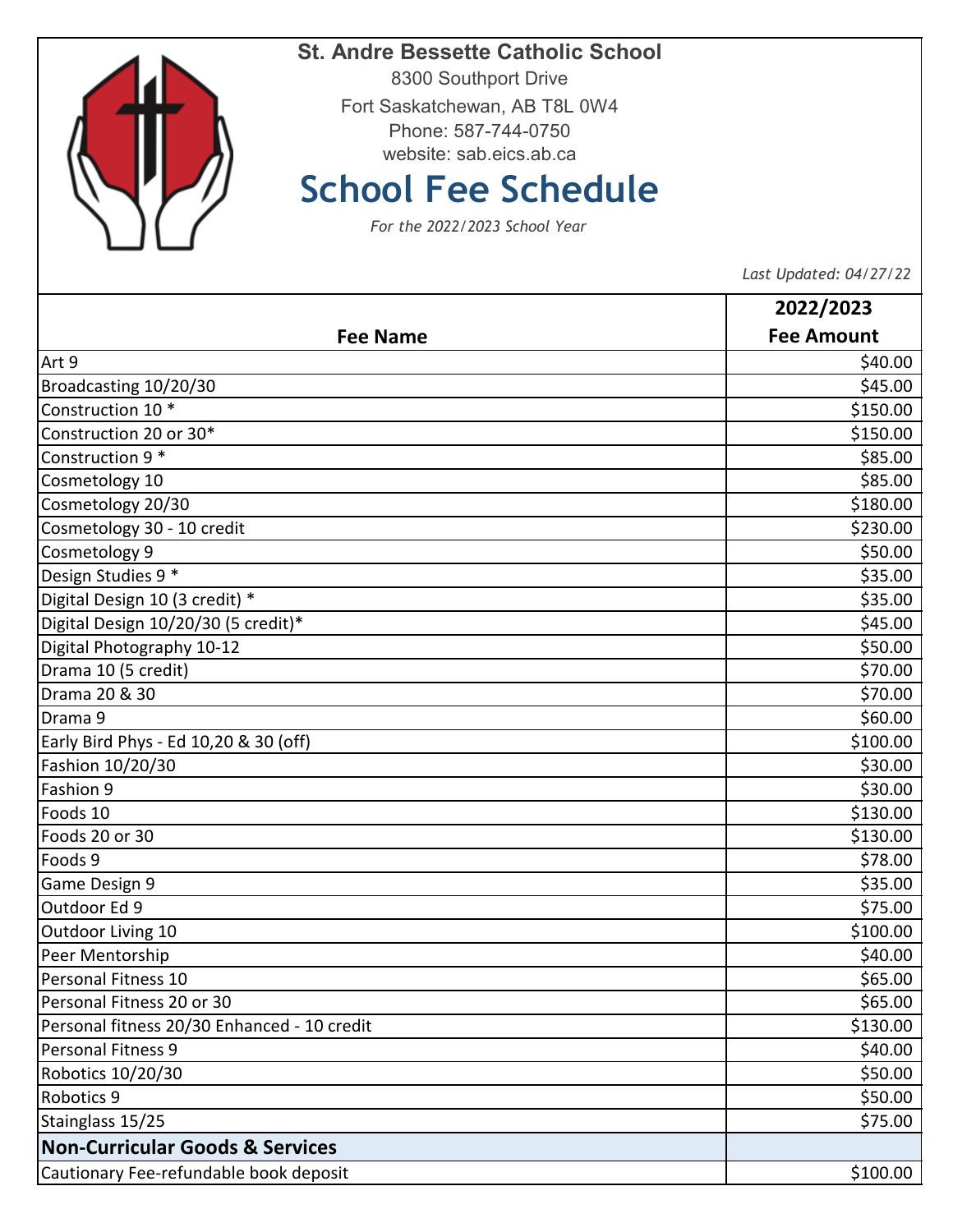**St. Andre Bessette Catholic School**

8300 Southport Drive

Fort Saskatchewan, AB T8L 0W4

Phone: 587-744-0750

website: sab.eics.ab.ca

# School Fee Schedule

*For the 2022/2023 School Year*

*Last Updated: 04/27/22*

| Fee Name | 2022/2023 Fee Amount |
|---|---|
| Art 9 | $40.00 |
| Broadcasting 10/20/30 | $45.00 |
| Construction 10 * | $150.00 |
| Construction 20 or 30* | $150.00 |
| Construction 9 * | $85.00 |
| Cosmetology 10 | $85.00 |
| Cosmetology 20/30 | $180.00 |
| Cosmetology 30 - 10 credit | $230.00 |
| Cosmetology 9 | $50.00 |
| Design Studies 9 * | $35.00 |
| Digital Design 10 (3 credit) * | $35.00 |
| Digital Design 10/20/30 (5 credit)* | $45.00 |
| Digital Photography 10-12 | $50.00 |
| Drama 10 (5 credit) | $70.00 |
| Drama 20 & 30 | $70.00 |
| Drama 9 | $60.00 |
| Early Bird Phys - Ed 10,20 & 30 (off) | $100.00 |
| Fashion 10/20/30 | $30.00 |
| Fashion 9 | $30.00 |
| Foods 10 | $130.00 |
| Foods 20 or 30 | $130.00 |
| Foods 9 | $78.00 |
| Game Design 9 | $35.00 |
| Outdoor Ed 9 | $75.00 |
| Outdoor Living 10 | $100.00 |
| Peer Mentorship | $40.00 |
| Personal Fitness 10 | $65.00 |
| Personal Fitness 20 or 30 | $65.00 |
| Personal fitness 20/30 Enhanced - 10 credit | $130.00 |
| Personal Fitness 9 | $40.00 |
| Robotics 10/20/30 | $50.00 |
| Robotics 9 | $50.00 |
| Stainglass 15/25 | $75.00 |
| **Non-Curricular Goods & Services** | |
| Cautionary Fee-refundable book deposit | $100.00 |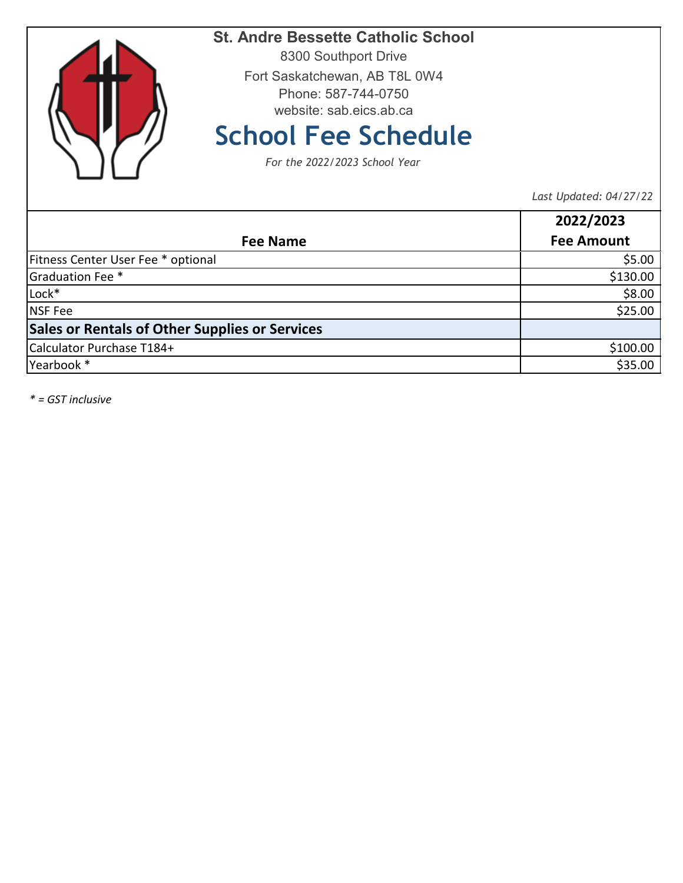**St. Andre Bessette Catholic School**

8300 Southport Drive

Fort Saskatchewan, AB T8L 0W4

Phone: 587-744-0750

website: sab.eics.ab.ca

# School Fee Schedule

*For the 2022/2023 School Year*

*Last Updated: 04/27/22*

| Fee Name | 2022/2023 Fee Amount |
|---|---|
| Fitness Center User Fee * optional | $5.00 |
| Graduation Fee * | $130.00 |
| Lock* | $8.00 |
| NSF Fee | $25.00 |
| **Sales or Rentals of Other Supplies or Services** | |
| Calculator Purchase T184+ | $100.00 |
| Yearbook * | $35.00 |

*\* = GST inclusive*